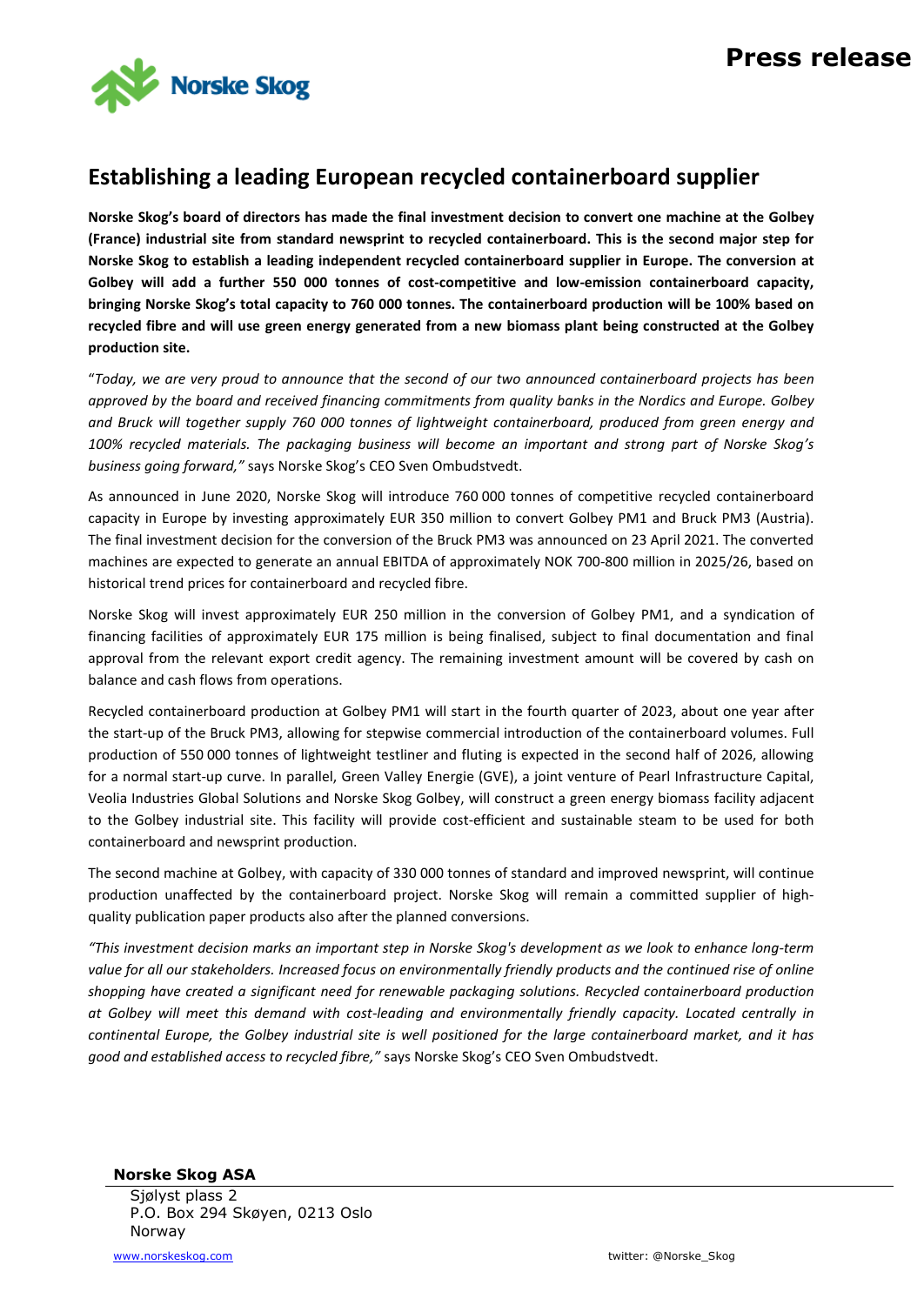Press release

# Establishing a leading European recycled containerboard supplier

**Norske Skog's board of directors has made the final investment decision to convert one machine at the Golbey (France) industrial site from standard newsprint to recycled containerboard. This is the second major step for Norske Skog to establish a leading independent recycled containerboard supplier in Europe. The conversion at Golbey will add a further 550 000 tonnes of cost-competitive and low-emission containerboard capacity, bringing Norske Skog's total capacity to 760 000 tonnes. The containerboard production will be 100% based on recycled fibre and will use green energy generated from a new biomass plant being constructed at the Golbey production site.**

"*Today, we are very proud to announce that the second of our two announced containerboard projects has been approved by the board and received financing commitments from quality banks in the Nordics and Europe. Golbey and Bruck will together supply 760 000 tonnes of lightweight containerboard, produced from green energy and 100% recycled materials. The packaging business will become an important and strong part of Norske Skog's business going forward,"* says Norske Skog's CEO Sven Ombudstvedt.

As announced in June 2020, Norske Skog will introduce 760 000 tonnes of competitive recycled containerboard capacity in Europe by investing approximately EUR 350 million to convert Golbey PM1 and Bruck PM3 (Austria). The final investment decision for the conversion of the Bruck PM3 was announced on 23 April 2021. The converted machines are expected to generate an annual EBITDA of approximately NOK 700-800 million in 2025/26, based on historical trend prices for containerboard and recycled fibre.

Norske Skog will invest approximately EUR 250 million in the conversion of Golbey PM1, and a syndication of financing facilities of approximately EUR 175 million is being finalised, subject to final documentation and final approval from the relevant export credit agency. The remaining investment amount will be covered by cash on balance and cash flows from operations.

Recycled containerboard production at Golbey PM1 will start in the fourth quarter of 2023, about one year after the start-up of the Bruck PM3, allowing for stepwise commercial introduction of the containerboard volumes. Full production of 550 000 tonnes of lightweight testliner and fluting is expected in the second half of 2026, allowing for a normal start-up curve. In parallel, Green Valley Energie (GVE), a joint venture of Pearl Infrastructure Capital, Veolia Industries Global Solutions and Norske Skog Golbey, will construct a green energy biomass facility adjacent to the Golbey industrial site. This facility will provide cost-efficient and sustainable steam to be used for both containerboard and newsprint production.

The second machine at Golbey, with capacity of 330 000 tonnes of standard and improved newsprint, will continue production unaffected by the containerboard project. Norske Skog will remain a committed supplier of high-quality publication paper products also after the planned conversions.

*"This investment decision marks an important step in Norske Skog's development as we look to enhance long-term value for all our stakeholders. Increased focus on environmentally friendly products and the continued rise of online shopping have created a significant need for renewable packaging solutions. Recycled containerboard production at Golbey will meet this demand with cost-leading and environmentally friendly capacity. Located centrally in continental Europe, the Golbey industrial site is well positioned for the large containerboard market, and it has good and established access to recycled fibre,"* says Norske Skog's CEO Sven Ombudstvedt.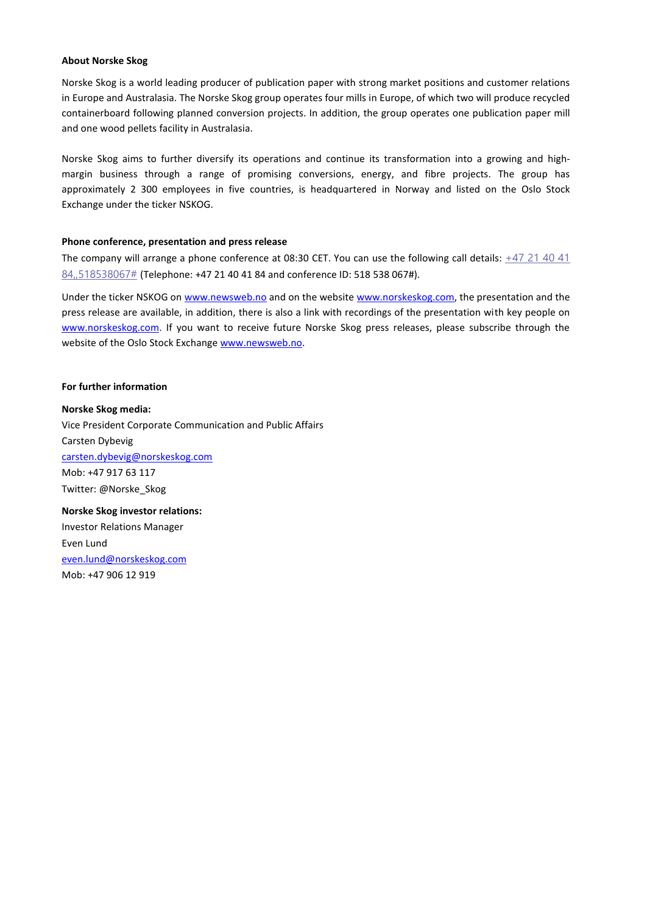**About Norske Skog**

Norske Skog is a world leading producer of publication paper with strong market positions and customer relations in Europe and Australasia. The Norske Skog group operates four mills in Europe, of which two will produce recycled containerboard following planned conversion projects. In addition, the group operates one publication paper mill and one wood pellets facility in Australasia.

Norske Skog aims to further diversify its operations and continue its transformation into a growing and high-margin business through a range of promising conversions, energy, and fibre projects. The group has approximately 2 300 employees in five countries, is headquartered in Norway and listed on the Oslo Stock Exchange under the ticker NSKOG.

**Phone conference, presentation and press release**

The company will arrange a phone conference at 08:30 CET. You can use the following call details: +47 21 40 41 84,,518538067# (Telephone: +47 21 40 41 84 and conference ID: 518 538 067#).

Under the ticker NSKOG on www.newsweb.no and on the website www.norskeskog.com, the presentation and the press release are available, in addition, there is also a link with recordings of the presentation with key people on www.norskeskog.com. If you want to receive future Norske Skog press releases, please subscribe through the website of the Oslo Stock Exchange www.newsweb.no.

**For further information**

**Norske Skog media:**
Vice President Corporate Communication and Public Affairs
Carsten Dybevig
carsten.dybevig@norskeskog.com
Mob: +47 917 63 117
Twitter: @Norske_Skog

**Norske Skog investor relations:**
Investor Relations Manager
Even Lund
even.lund@norskeskog.com
Mob: +47 906 12 919